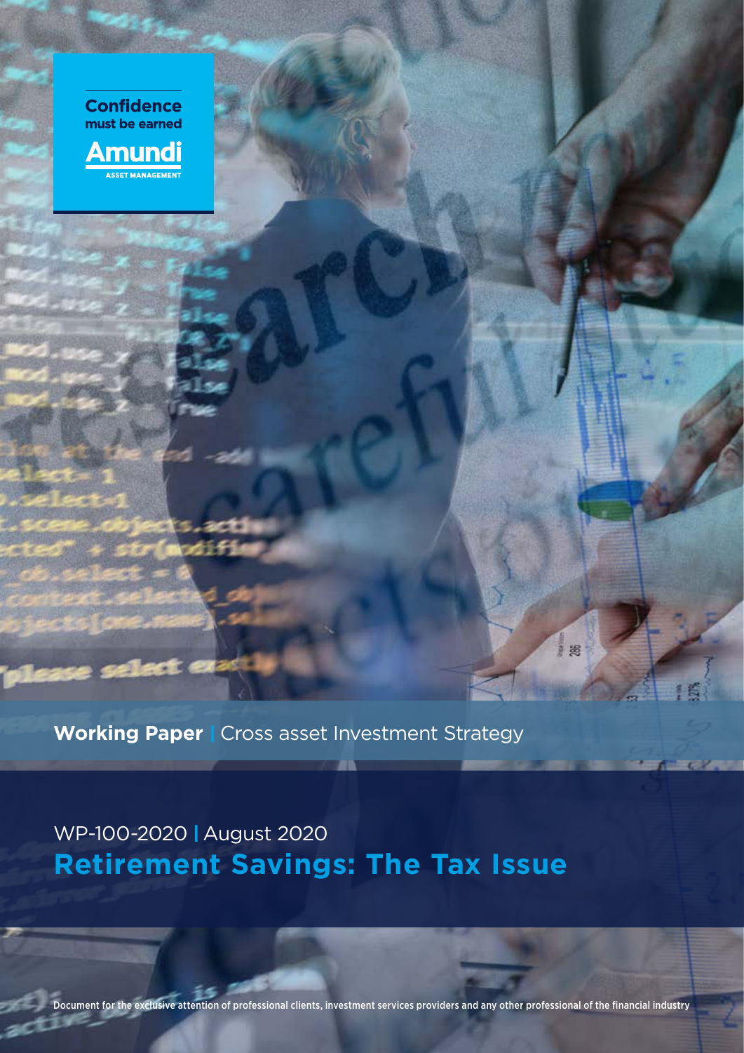Confidence
must be earned

Amundi
ASSET MANAGEMENT

**Working Paper** | Cross asset Investment Strategy

WP-100-2020 | August 2020

# Retirement Savings: The Tax Issue

Document for the exclusive attention of professional clients, investment services providers and any other professional of the financial industry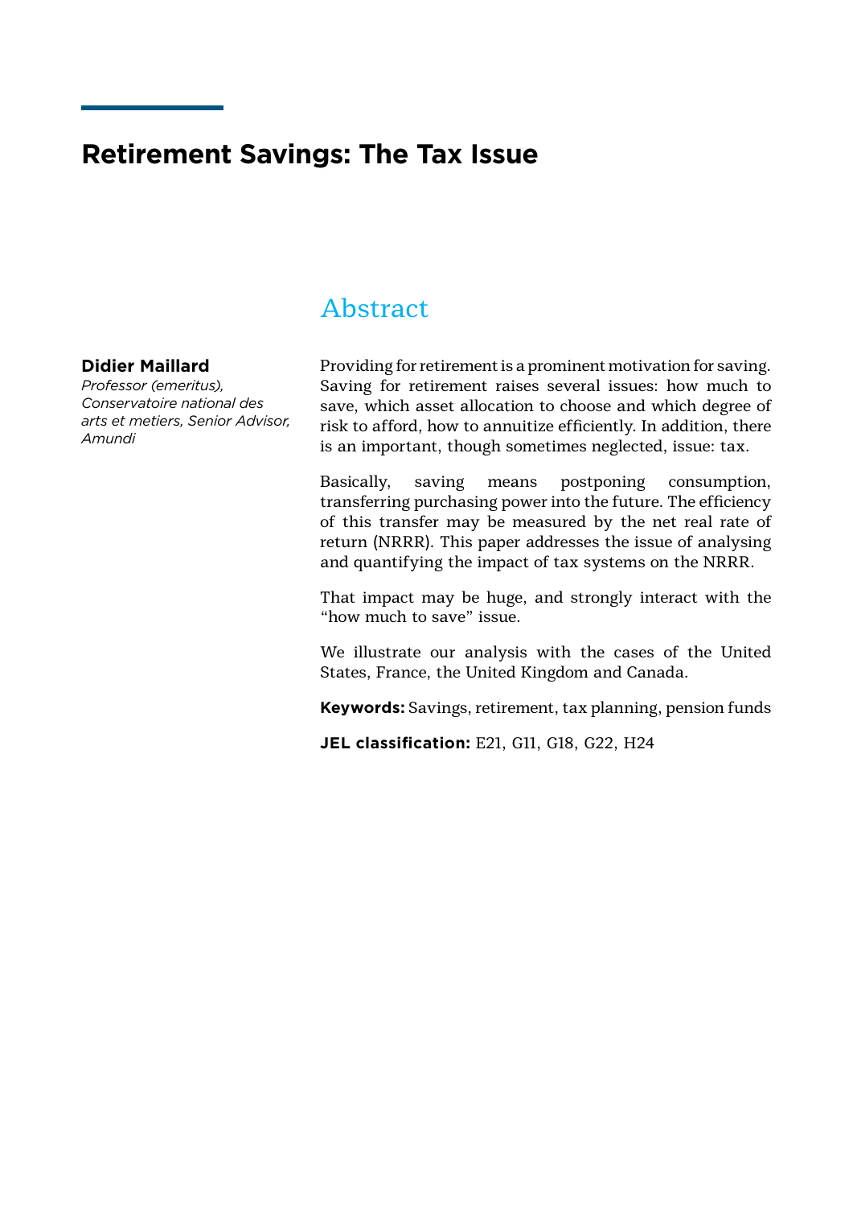# Retirement Savings: The Tax Issue

**Didier Maillard**
*Professor (emeritus), Conservatoire national des arts et metiers, Senior Advisor, Amundi*

## Abstract

Providing for retirement is a prominent motivation for saving. Saving for retirement raises several issues: how much to save, which asset allocation to choose and which degree of risk to afford, how to annuitize efficiently. In addition, there is an important, though sometimes neglected, issue: tax.

Basically, saving means postponing consumption, transferring purchasing power into the future. The efficiency of this transfer may be measured by the net real rate of return (NRRR). This paper addresses the issue of analysing and quantifying the impact of tax systems on the NRRR.

That impact may be huge, and strongly interact with the "how much to save" issue.

We illustrate our analysis with the cases of the United States, France, the United Kingdom and Canada.

**Keywords:** Savings, retirement, tax planning, pension funds

**JEL classification:** E21, G11, G18, G22, H24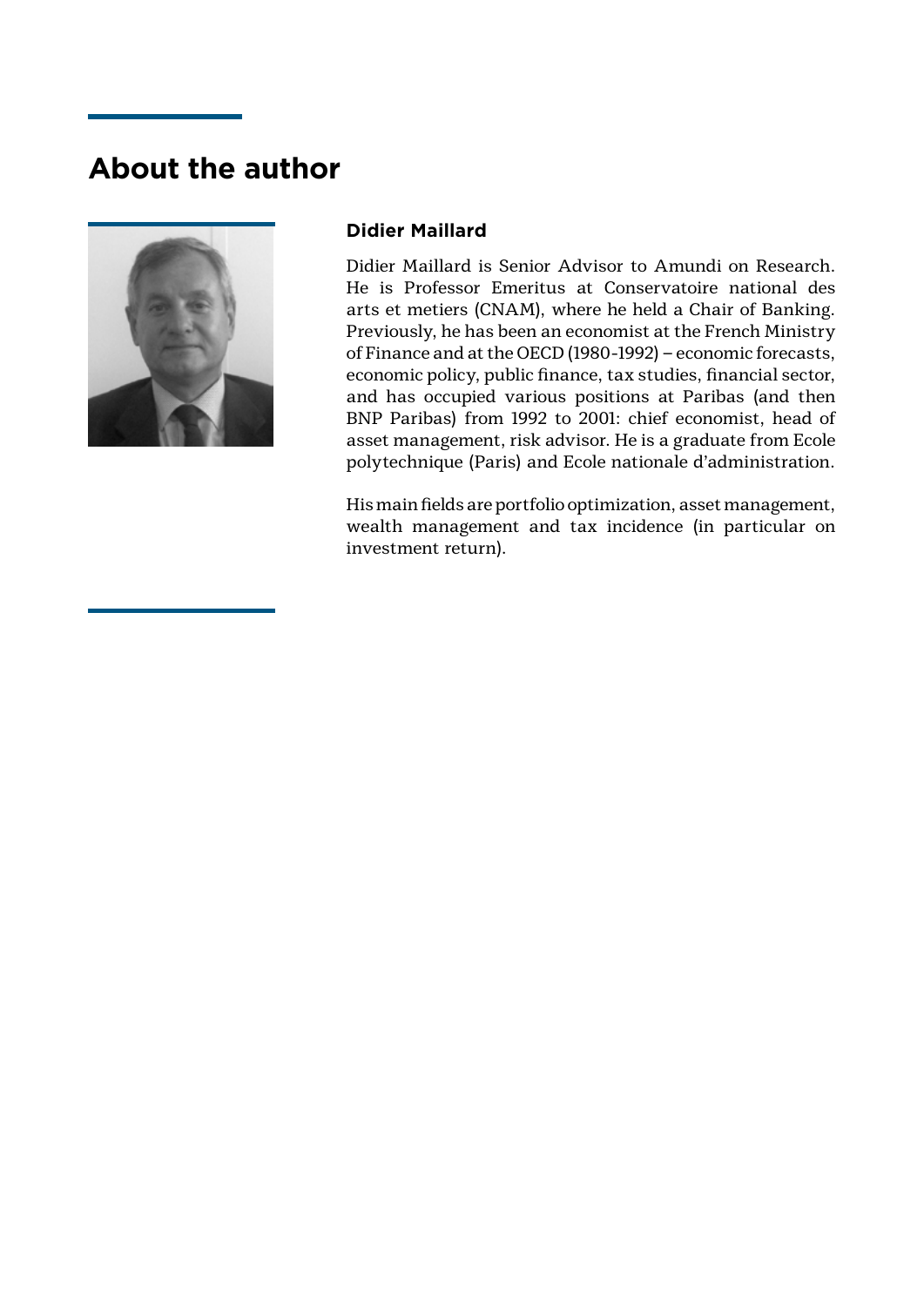## About the author

**Didier Maillard**

Didier Maillard is Senior Advisor to Amundi on Research. He is Professor Emeritus at Conservatoire national des arts et metiers (CNAM), where he held a Chair of Banking. Previously, he has been an economist at the French Ministry of Finance and at the OECD (1980-1992) – economic forecasts, economic policy, public finance, tax studies, financial sector, and has occupied various positions at Paribas (and then BNP Paribas) from 1992 to 2001: chief economist, head of asset management, risk advisor. He is a graduate from Ecole polytechnique (Paris) and Ecole nationale d'administration.

His main fields are portfolio optimization, asset management, wealth management and tax incidence (in particular on investment return).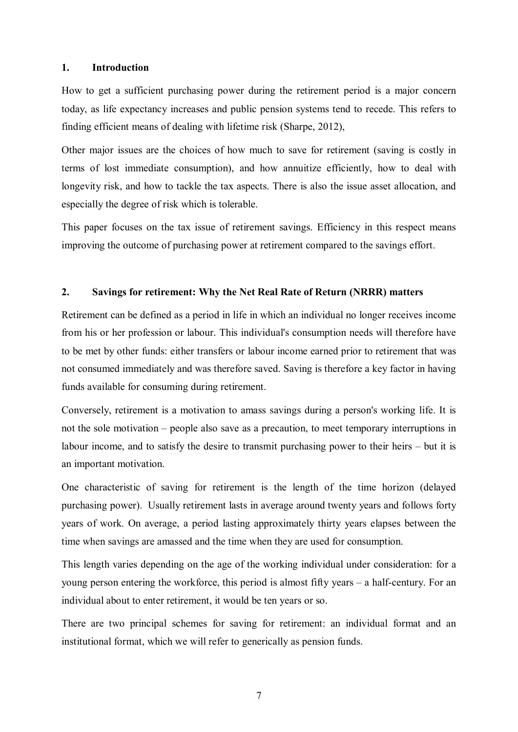## 1. Introduction

How to get a sufficient purchasing power during the retirement period is a major concern today, as life expectancy increases and public pension systems tend to recede. This refers to finding efficient means of dealing with lifetime risk (Sharpe, 2012),

Other major issues are the choices of how much to save for retirement (saving is costly in terms of lost immediate consumption), and how annuitize efficiently, how to deal with longevity risk, and how to tackle the tax aspects. There is also the issue asset allocation, and especially the degree of risk which is tolerable.

This paper focuses on the tax issue of retirement savings. Efficiency in this respect means improving the outcome of purchasing power at retirement compared to the savings effort.

## 2. Savings for retirement: Why the Net Real Rate of Return (NRRR) matters

Retirement can be defined as a period in life in which an individual no longer receives income from his or her profession or labour. This individual's consumption needs will therefore have to be met by other funds: either transfers or labour income earned prior to retirement that was not consumed immediately and was therefore saved. Saving is therefore a key factor in having funds available for consuming during retirement.

Conversely, retirement is a motivation to amass savings during a person's working life. It is not the sole motivation – people also save as a precaution, to meet temporary interruptions in labour income, and to satisfy the desire to transmit purchasing power to their heirs – but it is an important motivation.

One characteristic of saving for retirement is the length of the time horizon (delayed purchasing power). Usually retirement lasts in average around twenty years and follows forty years of work. On average, a period lasting approximately thirty years elapses between the time when savings are amassed and the time when they are used for consumption.

This length varies depending on the age of the working individual under consideration: for a young person entering the workforce, this period is almost fifty years – a half-century. For an individual about to enter retirement, it would be ten years or so.

There are two principal schemes for saving for retirement: an individual format and an institutional format, which we will refer to generically as pension funds.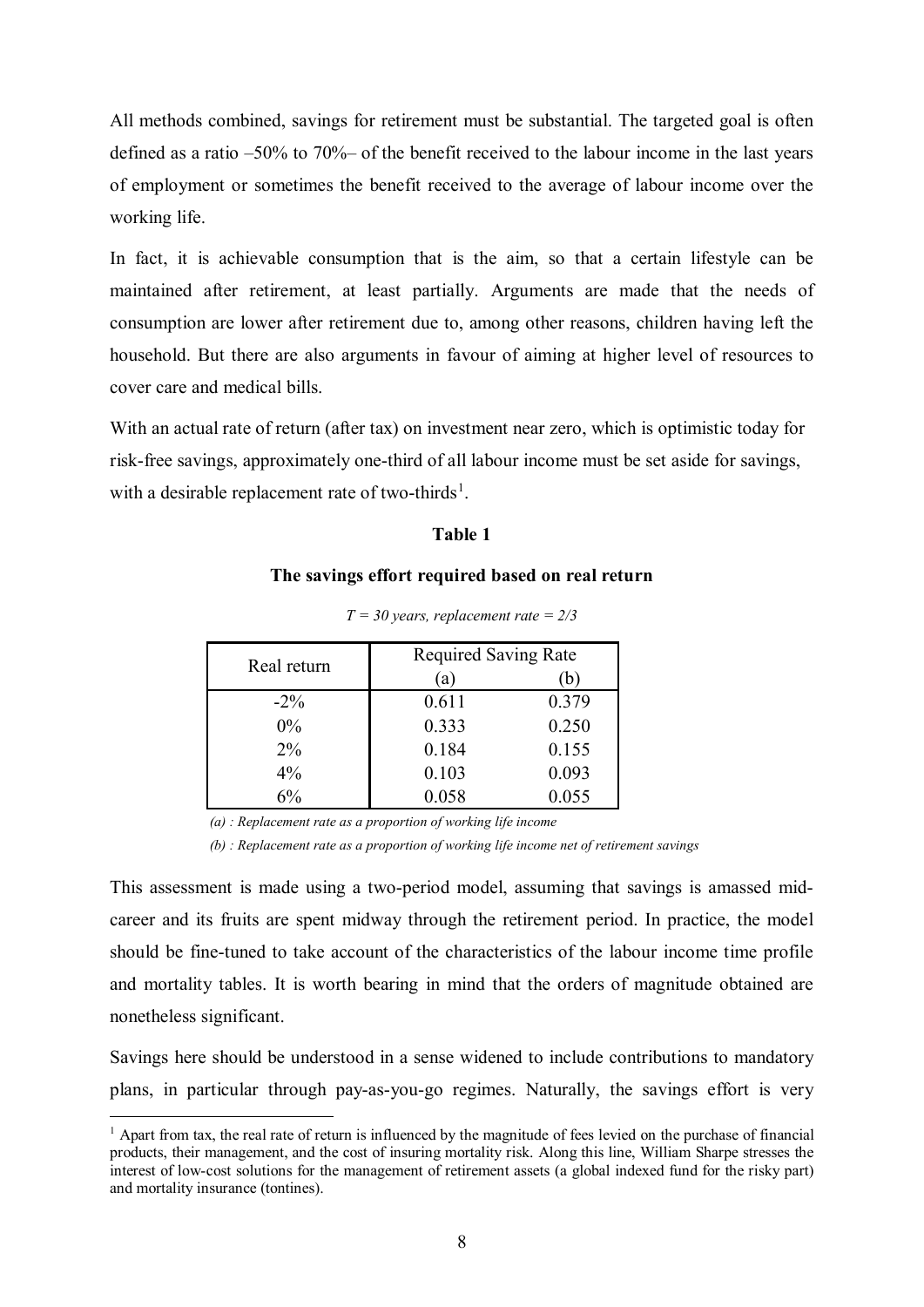All methods combined, savings for retirement must be substantial. The targeted goal is often defined as a ratio –50% to 70%– of the benefit received to the labour income in the last years of employment or sometimes the benefit received to the average of labour income over the working life.

In fact, it is achievable consumption that is the aim, so that a certain lifestyle can be maintained after retirement, at least partially. Arguments are made that the needs of consumption are lower after retirement due to, among other reasons, children having left the household. But there are also arguments in favour of aiming at higher level of resources to cover care and medical bills.

With an actual rate of return (after tax) on investment near zero, which is optimistic today for risk-free savings, approximately one-third of all labour income must be set aside for savings, with a desirable replacement rate of two-thirds[1].

**Table 1**

**The savings effort required based on real return**

*T = 30 years, replacement rate = 2/3*

| Real return | Required Saving Rate | |
|---|---|---|
| | (a) | (b) |
| -2% | 0.611 | 0.379 |
| 0% | 0.333 | 0.250 |
| 2% | 0.184 | 0.155 |
| 4% | 0.103 | 0.093 |
| 6% | 0.058 | 0.055 |

*(a) : Replacement rate as a proportion of working life income*

*(b) : Replacement rate as a proportion of working life income net of retirement savings*

This assessment is made using a two-period model, assuming that savings is amassed mid-career and its fruits are spent midway through the retirement period. In practice, the model should be fine-tuned to take account of the characteristics of the labour income time profile and mortality tables. It is worth bearing in mind that the orders of magnitude obtained are nonetheless significant.

Savings here should be understood in a sense widened to include contributions to mandatory plans, in particular through pay-as-you-go regimes. Naturally, the savings effort is very

[1] Apart from tax, the real rate of return is influenced by the magnitude of fees levied on the purchase of financial products, their management, and the cost of insuring mortality risk. Along this line, William Sharpe stresses the interest of low-cost solutions for the management of retirement assets (a global indexed fund for the risky part) and mortality insurance (tontines).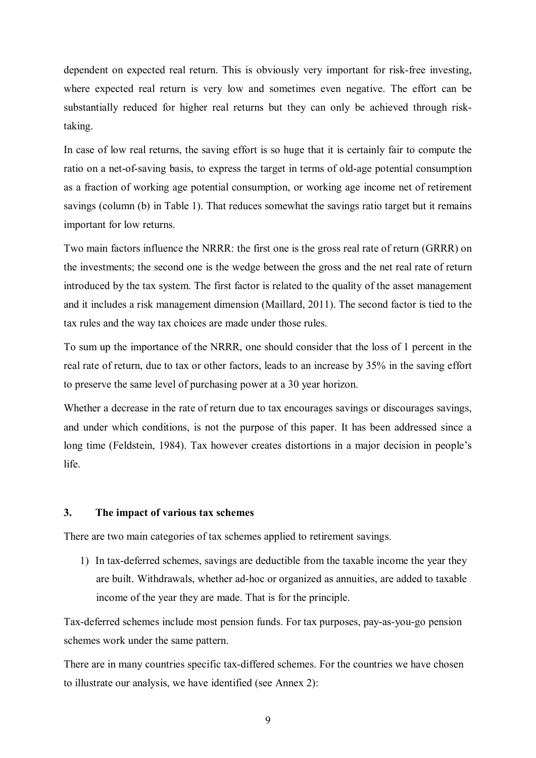dependent on expected real return. This is obviously very important for risk-free investing, where expected real return is very low and sometimes even negative. The effort can be substantially reduced for higher real returns but they can only be achieved through risk-taking.

In case of low real returns, the saving effort is so huge that it is certainly fair to compute the ratio on a net-of-saving basis, to express the target in terms of old-age potential consumption as a fraction of working age potential consumption, or working age income net of retirement savings (column (b) in Table 1). That reduces somewhat the savings ratio target but it remains important for low returns.

Two main factors influence the NRRR: the first one is the gross real rate of return (GRRR) on the investments; the second one is the wedge between the gross and the net real rate of return introduced by the tax system. The first factor is related to the quality of the asset management and it includes a risk management dimension (Maillard, 2011). The second factor is tied to the tax rules and the way tax choices are made under those rules.

To sum up the importance of the NRRR, one should consider that the loss of 1 percent in the real rate of return, due to tax or other factors, leads to an increase by 35% in the saving effort to preserve the same level of purchasing power at a 30 year horizon.

Whether a decrease in the rate of return due to tax encourages savings or discourages savings, and under which conditions, is not the purpose of this paper. It has been addressed since a long time (Feldstein, 1984). Tax however creates distortions in a major decision in people's life.

## 3. The impact of various tax schemes

There are two main categories of tax schemes applied to retirement savings.

1) In tax-deferred schemes, savings are deductible from the taxable income the year they are built. Withdrawals, whether ad-hoc or organized as annuities, are added to taxable income of the year they are made. That is for the principle.

Tax-deferred schemes include most pension funds. For tax purposes, pay-as-you-go pension schemes work under the same pattern.

There are in many countries specific tax-differed schemes. For the countries we have chosen to illustrate our analysis, we have identified (see Annex 2):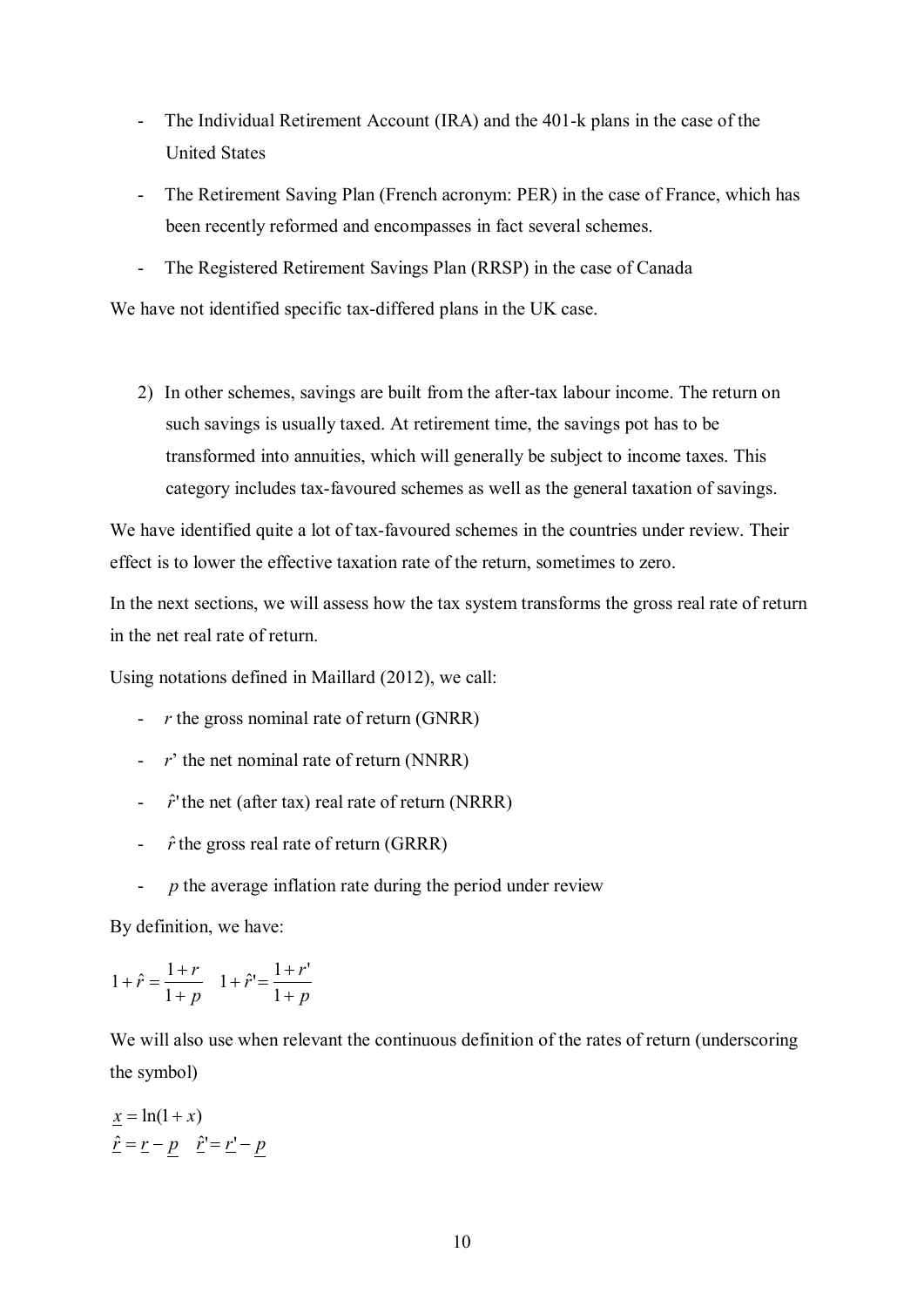- The Individual Retirement Account (IRA) and the 401-k plans in the case of the United States
- The Retirement Saving Plan (French acronym: PER) in the case of France, which has been recently reformed and encompasses in fact several schemes.
- The Registered Retirement Savings Plan (RRSP) in the case of Canada

We have not identified specific tax-differed plans in the UK case.

2) In other schemes, savings are built from the after-tax labour income. The return on such savings is usually taxed. At retirement time, the savings pot has to be transformed into annuities, which will generally be subject to income taxes. This category includes tax-favoured schemes as well as the general taxation of savings.

We have identified quite a lot of tax-favoured schemes in the countries under review. Their effect is to lower the effective taxation rate of the return, sometimes to zero.

In the next sections, we will assess how the tax system transforms the gross real rate of return in the net real rate of return.

Using notations defined in Maillard (2012), we call:

- $r$ the gross nominal rate of return (GNRR)
- $r'$ the net nominal rate of return (NNRR)
- $\hat{r}'$ the net (after tax) real rate of return (NRRR)
- $\hat{r}$ the gross real rate of return (GRRR)
- $p$ the average inflation rate during the period under review

By definition, we have:

$$1+\hat{r}=\frac{1+r}{1+p} \quad 1+\hat{r}'=\frac{1+r'}{1+p}$$

We will also use when relevant the continuous definition of the rates of return (underscoring the symbol)

$$\underline{x}=\ln(1+x)$$
$$\underline{\hat{r}}=\underline{r}-\underline{p} \quad \underline{\hat{r}}'=\underline{r}'-\underline{p}$$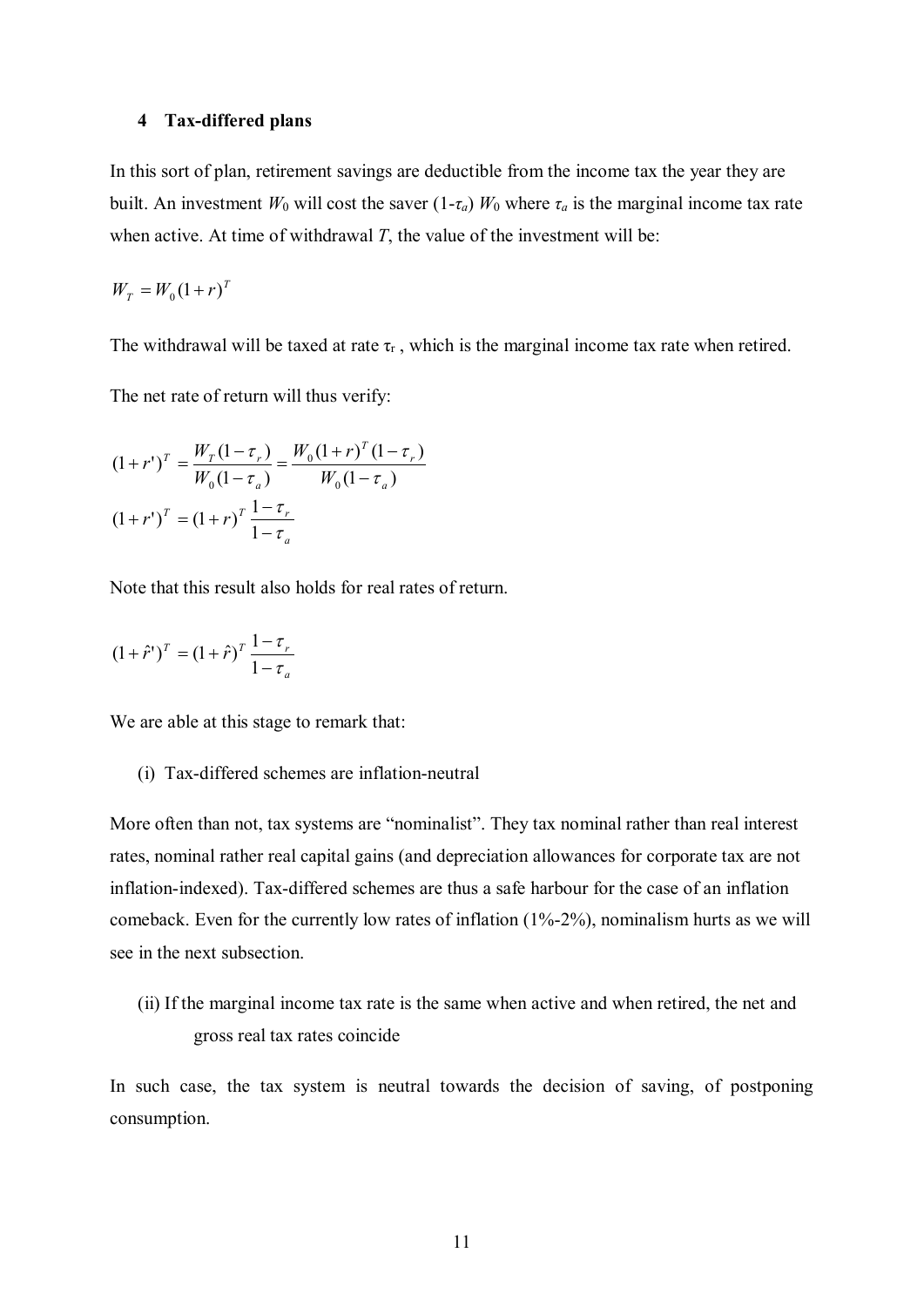## 4 Tax-differed plans

In this sort of plan, retirement savings are deductible from the income tax the year they are built. An investment $W_0$ will cost the saver $(1-\tau_a)\, W_0$ where $\tau_a$ is the marginal income tax rate when active. At time of withdrawal $T$, the value of the investment will be:

$$W_T = W_0(1+r)^T$$

The withdrawal will be taxed at rate $\tau_r$ , which is the marginal income tax rate when retired.

The net rate of return will thus verify:

$$(1+r')^T = \frac{W_T(1-\tau_r)}{W_0(1-\tau_a)} = \frac{W_0(1+r)^T(1-\tau_r)}{W_0(1-\tau_a)}$$

$$(1+r')^T = (1+r)^T \frac{1-\tau_r}{1-\tau_a}$$

Note that this result also holds for real rates of return.

$$(1+\hat{r}')^T = (1+\hat{r})^T \frac{1-\tau_r}{1-\tau_a}$$

We are able at this stage to remark that:

(i) Tax-differed schemes are inflation-neutral

More often than not, tax systems are "nominalist". They tax nominal rather than real interest rates, nominal rather real capital gains (and depreciation allowances for corporate tax are not inflation-indexed). Tax-differed schemes are thus a safe harbour for the case of an inflation comeback. Even for the currently low rates of inflation (1%-2%), nominalism hurts as we will see in the next subsection.

(ii) If the marginal income tax rate is the same when active and when retired, the net and gross real tax rates coincide

In such case, the tax system is neutral towards the decision of saving, of postponing consumption.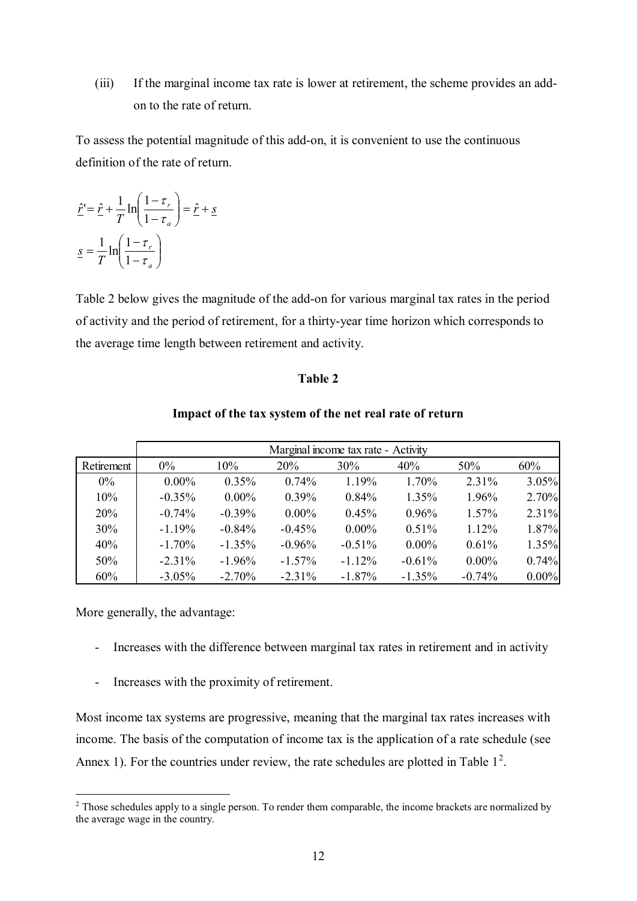(iii) If the marginal income tax rate is lower at retirement, the scheme provides an add-on to the rate of return.

To assess the potential magnitude of this add-on, it is convenient to use the continuous definition of the rate of return.

$$\underline{\hat{r}}' = \underline{\hat{r}} + \frac{1}{T}\ln\left(\frac{1-\tau_r}{1-\tau_a}\right) = \underline{\hat{r}} + \underline{s}$$

$$\underline{s} = \frac{1}{T}\ln\left(\frac{1-\tau_r}{1-\tau_a}\right)$$

Table 2 below gives the magnitude of the add-on for various marginal tax rates in the period of activity and the period of retirement, for a thirty-year time horizon which corresponds to the average time length between retirement and activity.

**Table 2**

**Impact of the tax system of the net real rate of return**

| | Marginal income tax rate - Activity | | | | | | |
|---|---|---|---|---|---|---|---|
| Retirement | 0% | 10% | 20% | 30% | 40% | 50% | 60% |
| 0% | 0.00% | 0.35% | 0.74% | 1.19% | 1.70% | 2.31% | 3.05% |
| 10% | -0.35% | 0.00% | 0.39% | 0.84% | 1.35% | 1.96% | 2.70% |
| 20% | -0.74% | -0.39% | 0.00% | 0.45% | 0.96% | 1.57% | 2.31% |
| 30% | -1.19% | -0.84% | -0.45% | 0.00% | 0.51% | 1.12% | 1.87% |
| 40% | -1.70% | -1.35% | -0.96% | -0.51% | 0.00% | 0.61% | 1.35% |
| 50% | -2.31% | -1.96% | -1.57% | -1.12% | -0.61% | 0.00% | 0.74% |
| 60% | -3.05% | -2.70% | -2.31% | -1.87% | -1.35% | -0.74% | 0.00% |

More generally, the advantage:

- Increases with the difference between marginal tax rates in retirement and in activity
- Increases with the proximity of retirement.

Most income tax systems are progressive, meaning that the marginal tax rates increases with income. The basis of the computation of income tax is the application of a rate schedule (see Annex 1). For the countries under review, the rate schedules are plotted in Table 1[2].

[2] Those schedules apply to a single person. To render them comparable, the income brackets are normalized by the average wage in the country.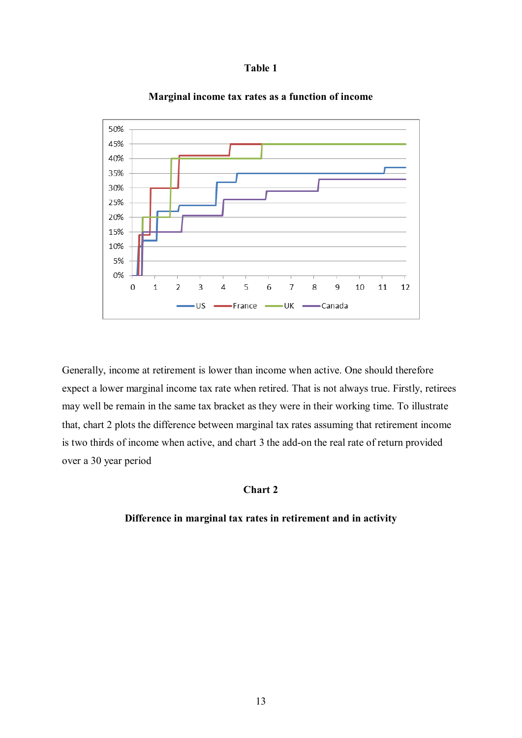**Table 1**

**Marginal income tax rates as a function of income**

Generally, income at retirement is lower than income when active. One should therefore expect a lower marginal income tax rate when retired. That is not always true. Firstly, retirees may well be remain in the same tax bracket as they were in their working time. To illustrate that, chart 2 plots the difference between marginal tax rates assuming that retirement income is two thirds of income when active, and chart 3 the add-on the real rate of return provided over a 30 year period

**Chart 2**

**Difference in marginal tax rates in retirement and in activity**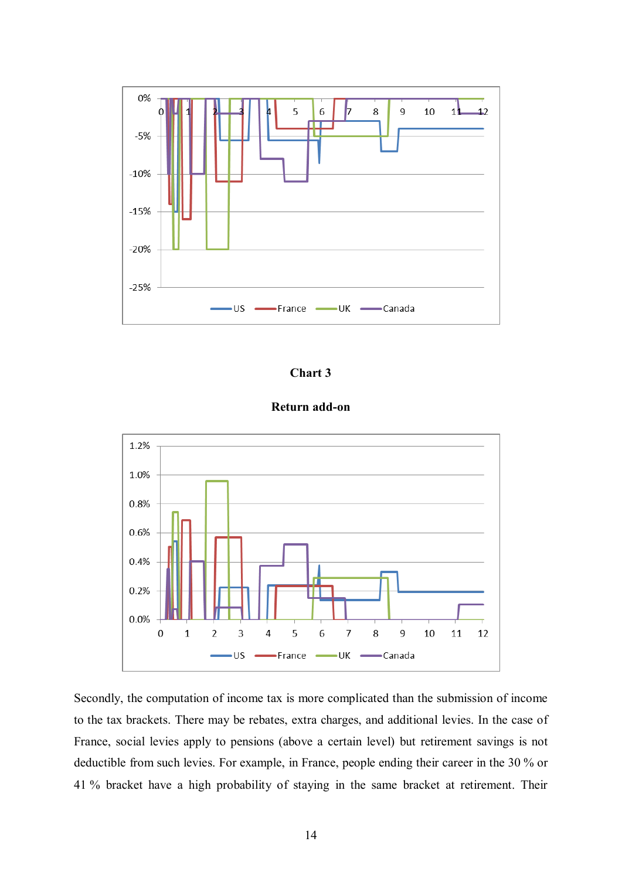**Chart 3**

**Return add-on**

Secondly, the computation of income tax is more complicated than the submission of income to the tax brackets. There may be rebates, extra charges, and additional levies. In the case of France, social levies apply to pensions (above a certain level) but retirement savings is not deductible from such levies. For example, in France, people ending their career in the 30 % or 41 % bracket have a high probability of staying in the same bracket at retirement. Their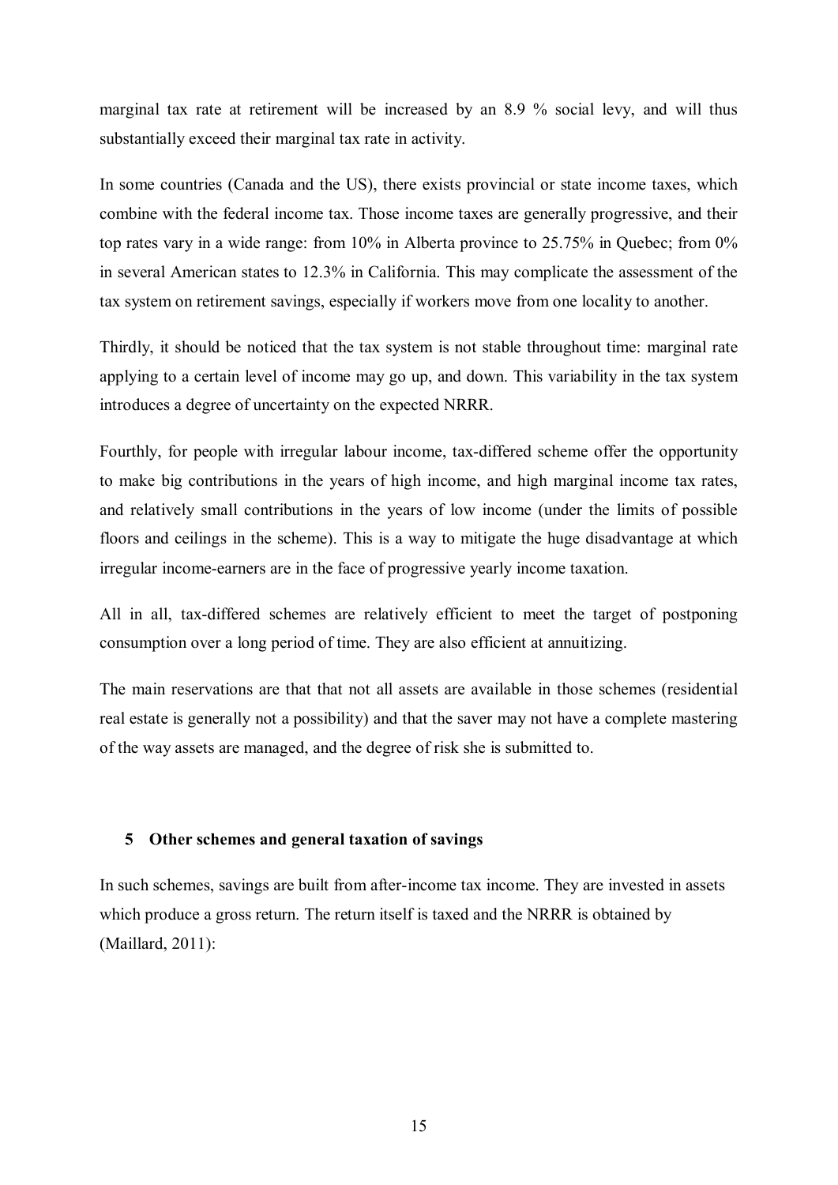marginal tax rate at retirement will be increased by an 8.9 % social levy, and will thus substantially exceed their marginal tax rate in activity.

In some countries (Canada and the US), there exists provincial or state income taxes, which combine with the federal income tax. Those income taxes are generally progressive, and their top rates vary in a wide range: from 10% in Alberta province to 25.75% in Quebec; from 0% in several American states to 12.3% in California. This may complicate the assessment of the tax system on retirement savings, especially if workers move from one locality to another.

Thirdly, it should be noticed that the tax system is not stable throughout time: marginal rate applying to a certain level of income may go up, and down. This variability in the tax system introduces a degree of uncertainty on the expected NRRR.

Fourthly, for people with irregular labour income, tax-differed scheme offer the opportunity to make big contributions in the years of high income, and high marginal income tax rates, and relatively small contributions in the years of low income (under the limits of possible floors and ceilings in the scheme). This is a way to mitigate the huge disadvantage at which irregular income-earners are in the face of progressive yearly income taxation.

All in all, tax-differed schemes are relatively efficient to meet the target of postponing consumption over a long period of time. They are also efficient at annuitizing.

The main reservations are that that not all assets are available in those schemes (residential real estate is generally not a possibility) and that the saver may not have a complete mastering of the way assets are managed, and the degree of risk she is submitted to.

## 5 Other schemes and general taxation of savings

In such schemes, savings are built from after-income tax income. They are invested in assets which produce a gross return. The return itself is taxed and the NRRR is obtained by (Maillard, 2011):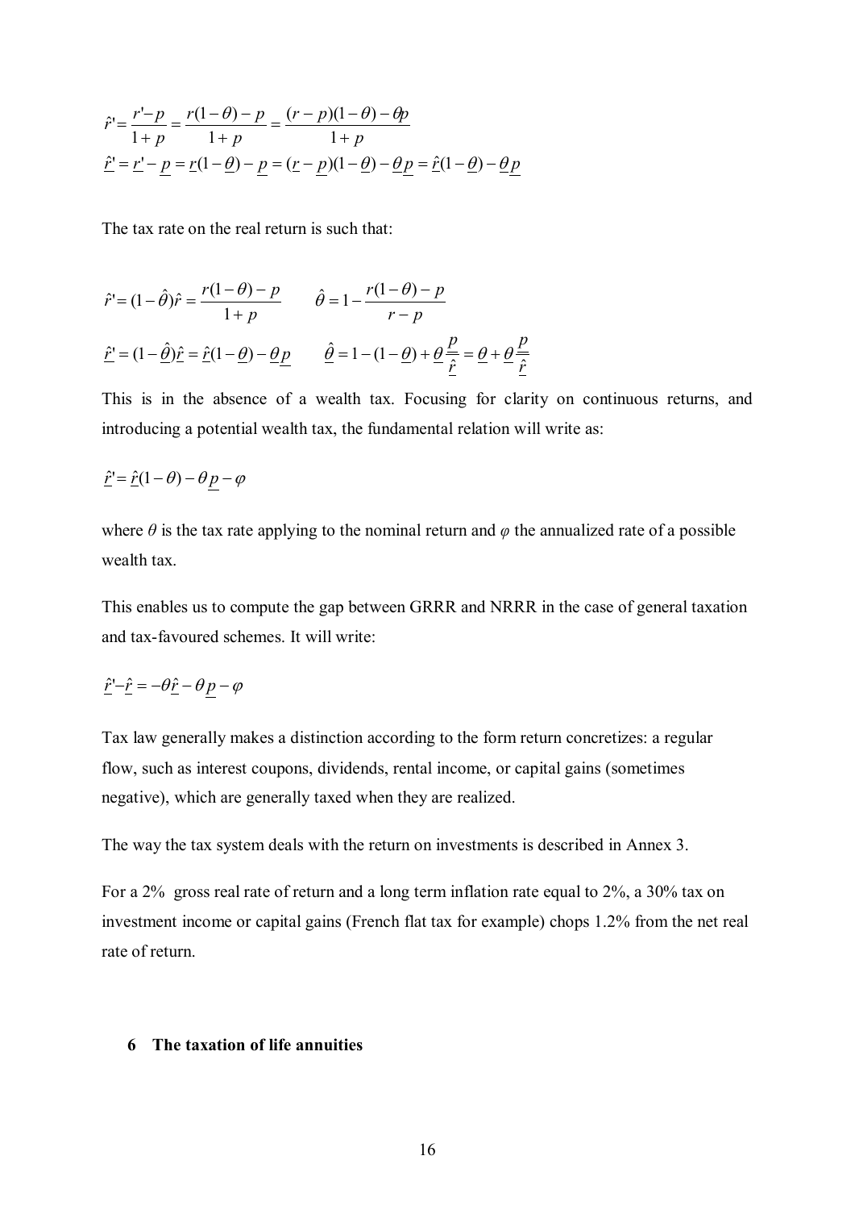$$\hat{r}' = \frac{r' - p}{1+p} = \frac{r(1-\theta) - p}{1+p} = \frac{(r-p)(1-\theta) - \theta p}{1+p}$$

$$\underline{\hat{r}}' = \underline{r}' - \underline{p} = \underline{r}(1-\underline{\theta}) - \underline{p} = (\underline{r} - \underline{p})(1-\underline{\theta}) - \underline{\theta}\,\underline{p} = \underline{\hat{r}}(1-\underline{\theta}) - \underline{\theta}\,\underline{p}$$

The tax rate on the real return is such that:

$$\hat{r}' = (1-\hat{\theta})\hat{r} = \frac{r(1-\theta) - p}{1+p} \qquad \hat{\theta} = 1 - \frac{r(1-\theta) - p}{r - p}$$

$$\underline{\hat{r}}' = (1-\underline{\hat{\theta}})\underline{\hat{r}} = \underline{\hat{r}}(1-\underline{\theta}) - \underline{\theta}\,\underline{p} \qquad \underline{\hat{\theta}} = 1 - (1-\underline{\theta}) + \underline{\theta}\frac{\underline{p}}{\underline{\hat{r}}} = \underline{\theta} + \underline{\theta}\frac{\underline{p}}{\underline{\hat{r}}}$$

This is in the absence of a wealth tax. Focusing for clarity on continuous returns, and introducing a potential wealth tax, the fundamental relation will write as:

$$\underline{\hat{r}}' = \underline{\hat{r}}(1-\theta) - \theta\,\underline{p} - \varphi$$

where $\theta$ is the tax rate applying to the nominal return and $\varphi$ the annualized rate of a possible wealth tax.

This enables us to compute the gap between GRRR and NRRR in the case of general taxation and tax-favoured schemes. It will write:

$$\underline{\hat{r}}' - \underline{\hat{r}} = -\theta\underline{\hat{r}} - \theta\,\underline{p} - \varphi$$

Tax law generally makes a distinction according to the form return concretizes: a regular flow, such as interest coupons, dividends, rental income, or capital gains (sometimes negative), which are generally taxed when they are realized.

The way the tax system deals with the return on investments is described in Annex 3.

For a 2% gross real rate of return and a long term inflation rate equal to 2%, a 30% tax on investment income or capital gains (French flat tax for example) chops 1.2% from the net real rate of return.

## 6 The taxation of life annuities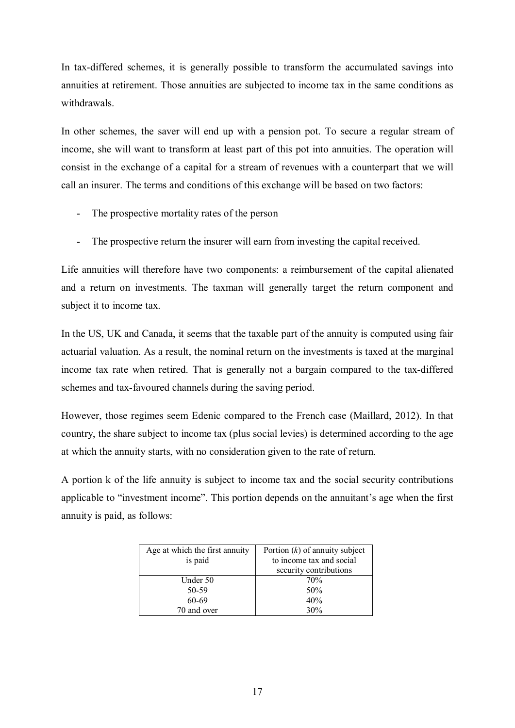In tax-differed schemes, it is generally possible to transform the accumulated savings into annuities at retirement. Those annuities are subjected to income tax in the same conditions as withdrawals.

In other schemes, the saver will end up with a pension pot. To secure a regular stream of income, she will want to transform at least part of this pot into annuities. The operation will consist in the exchange of a capital for a stream of revenues with a counterpart that we will call an insurer. The terms and conditions of this exchange will be based on two factors:

- The prospective mortality rates of the person
- The prospective return the insurer will earn from investing the capital received.

Life annuities will therefore have two components: a reimbursement of the capital alienated and a return on investments. The taxman will generally target the return component and subject it to income tax.

In the US, UK and Canada, it seems that the taxable part of the annuity is computed using fair actuarial valuation. As a result, the nominal return on the investments is taxed at the marginal income tax rate when retired. That is generally not a bargain compared to the tax-differed schemes and tax-favoured channels during the saving period.

However, those regimes seem Edenic compared to the French case (Maillard, 2012). In that country, the share subject to income tax (plus social levies) is determined according to the age at which the annuity starts, with no consideration given to the rate of return.

A portion k of the life annuity is subject to income tax and the social security contributions applicable to "investment income". This portion depends on the annuitant's age when the first annuity is paid, as follows:

| Age at which the first annuity is paid | Portion ($k$) of annuity subject to income tax and social security contributions |
| --- | --- |
| Under 50 | 70% |
| 50-59 | 50% |
| 60-69 | 40% |
| 70 and over | 30% |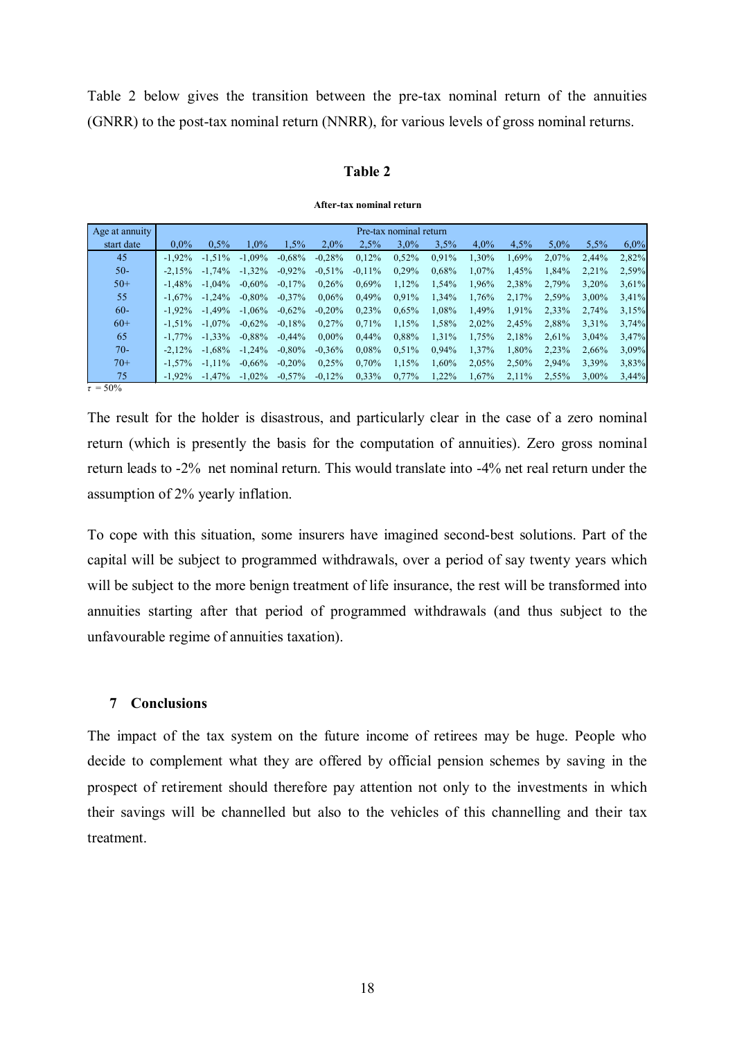Table 2 below gives the transition between the pre-tax nominal return of the annuities (GNRR) to the post-tax nominal return (NNRR), for various levels of gross nominal returns.

**Table 2**

**After-tax nominal return**

| Age at annuity start date | Pre-tax nominal return | | | | | | | | | | | | |
|---|---|---|---|---|---|---|---|---|---|---|---|---|---|
| | 0,0% | 0,5% | 1,0% | 1,5% | 2,0% | 2,5% | 3,0% | 3,5% | 4,0% | 4,5% | 5,0% | 5,5% | 6,0% |
| 45 | -1,92% | -1,51% | -1,09% | -0,68% | -0,28% | 0,12% | 0,52% | 0,91% | 1,30% | 1,69% | 2,07% | 2,44% | 2,82% |
| 50- | -2,15% | -1,74% | -1,32% | -0,92% | -0,51% | -0,11% | 0,29% | 0,68% | 1,07% | 1,45% | 1,84% | 2,21% | 2,59% |
| 50+ | -1,48% | -1,04% | -0,60% | -0,17% | 0,26% | 0,69% | 1,12% | 1,54% | 1,96% | 2,38% | 2,79% | 3,20% | 3,61% |
| 55 | -1,67% | -1,24% | -0,80% | -0,37% | 0,06% | 0,49% | 0,91% | 1,34% | 1,76% | 2,17% | 2,59% | 3,00% | 3,41% |
| 60- | -1,92% | -1,49% | -1,06% | -0,62% | -0,20% | 0,23% | 0,65% | 1,08% | 1,49% | 1,91% | 2,33% | 2,74% | 3,15% |
| 60+ | -1,51% | -1,07% | -0,62% | -0,18% | 0,27% | 0,71% | 1,15% | 1,58% | 2,02% | 2,45% | 2,88% | 3,31% | 3,74% |
| 65 | -1,77% | -1,33% | -0,88% | -0,44% | 0,00% | 0,44% | 0,88% | 1,31% | 1,75% | 2,18% | 2,61% | 3,04% | 3,47% |
| 70- | -2,12% | -1,68% | -1,24% | -0,80% | -0,36% | 0,08% | 0,51% | 0,94% | 1,37% | 1,80% | 2,23% | 2,66% | 3,09% |
| 70+ | -1,57% | -1,11% | -0,66% | -0,20% | 0,25% | 0,70% | 1,15% | 1,60% | 2,05% | 2,50% | 2,94% | 3,39% | 3,83% |
| 75 | -1,92% | -1,47% | -1,02% | -0,57% | -0,12% | 0,33% | 0,77% | 1,22% | 1,67% | 2,11% | 2,55% | 3,00% | 3,44% |

$\tau$ = 50%

The result for the holder is disastrous, and particularly clear in the case of a zero nominal return (which is presently the basis for the computation of annuities). Zero gross nominal return leads to -2% net nominal return. This would translate into -4% net real return under the assumption of 2% yearly inflation.

To cope with this situation, some insurers have imagined second-best solutions. Part of the capital will be subject to programmed withdrawals, over a period of say twenty years which will be subject to the more benign treatment of life insurance, the rest will be transformed into annuities starting after that period of programmed withdrawals (and thus subject to the unfavourable regime of annuities taxation).

## 7 Conclusions

The impact of the tax system on the future income of retirees may be huge. People who decide to complement what they are offered by official pension schemes by saving in the prospect of retirement should therefore pay attention not only to the investments in which their savings will be channelled but also to the vehicles of this channelling and their tax treatment.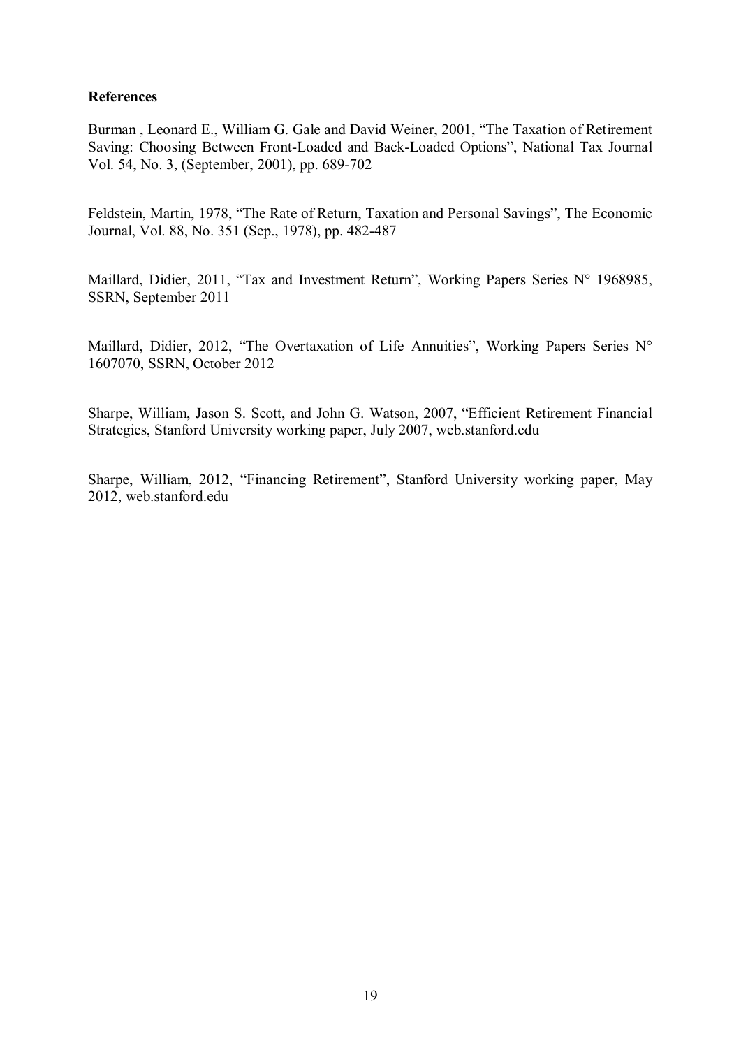**References**

Burman , Leonard E., William G. Gale and David Weiner, 2001, "The Taxation of Retirement Saving: Choosing Between Front-Loaded and Back-Loaded Options", National Tax Journal Vol. 54, No. 3, (September, 2001), pp. 689-702

Feldstein, Martin, 1978, "The Rate of Return, Taxation and Personal Savings", The Economic Journal, Vol. 88, No. 351 (Sep., 1978), pp. 482-487

Maillard, Didier, 2011, "Tax and Investment Return", Working Papers Series N° 1968985, SSRN, September 2011

Maillard, Didier, 2012, "The Overtaxation of Life Annuities", Working Papers Series N° 1607070, SSRN, October 2012

Sharpe, William, Jason S. Scott, and John G. Watson, 2007, "Efficient Retirement Financial Strategies, Stanford University working paper, July 2007, web.stanford.edu

Sharpe, William, 2012, "Financing Retirement", Stanford University working paper, May 2012, web.stanford.edu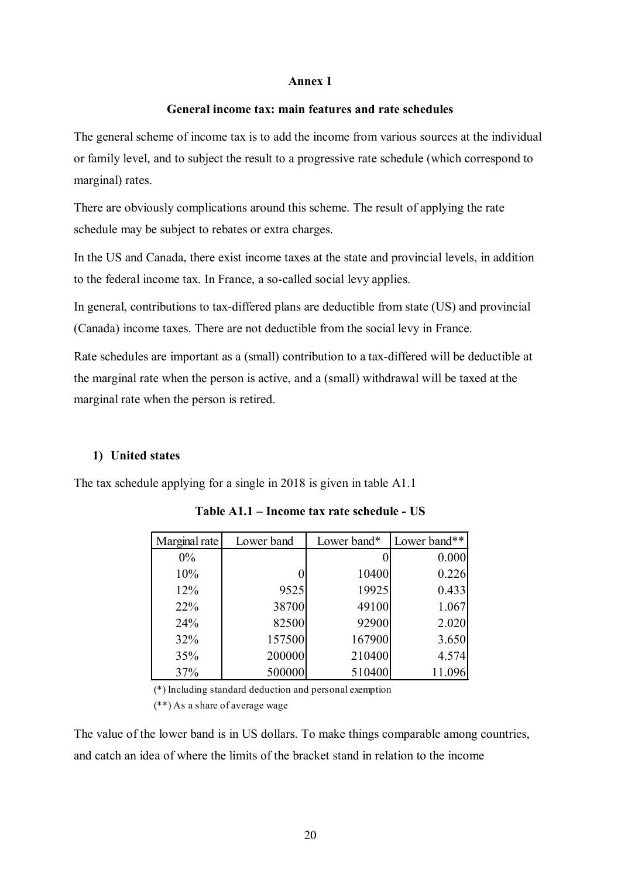**Annex 1**

**General income tax: main features and rate schedules**

The general scheme of income tax is to add the income from various sources at the individual or family level, and to subject the result to a progressive rate schedule (which correspond to marginal) rates.

There are obviously complications around this scheme. The result of applying the rate schedule may be subject to rebates or extra charges.

In the US and Canada, there exist income taxes at the state and provincial levels, in addition to the federal income tax. In France, a so-called social levy applies.

In general, contributions to tax-differed plans are deductible from state (US) and provincial (Canada) income taxes. There are not deductible from the social levy in France.

Rate schedules are important as a (small) contribution to a tax-differed will be deductible at the marginal rate when the person is active, and a (small) withdrawal will be taxed at the marginal rate when the person is retired.

**1) United states**

The tax schedule applying for a single in 2018 is given in table A1.1

**Table A1.1 – Income tax rate schedule - US**

| Marginal rate | Lower band | Lower band* | Lower band** |
|---|---|---|---|
| 0% | | 0 | 0.000 |
| 10% | 0 | 10400 | 0.226 |
| 12% | 9525 | 19925 | 0.433 |
| 22% | 38700 | 49100 | 1.067 |
| 24% | 82500 | 92900 | 2.020 |
| 32% | 157500 | 167900 | 3.650 |
| 35% | 200000 | 210400 | 4.574 |
| 37% | 500000 | 510400 | 11.096 |

(*) Including standard deduction and personal exemption

(**) As a share of average wage

The value of the lower band is in US dollars. To make things comparable among countries, and catch an idea of where the limits of the bracket stand in relation to the income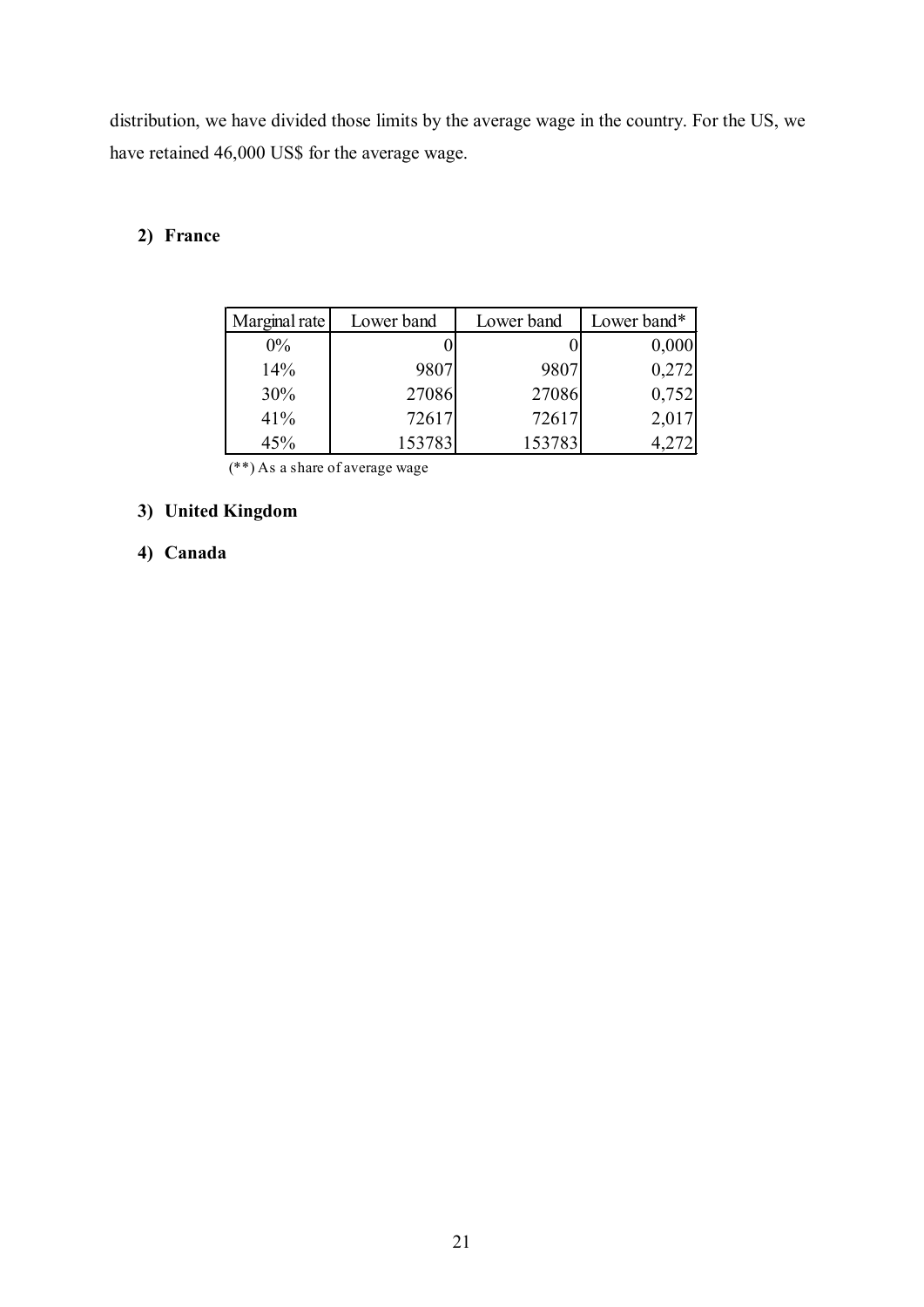distribution, we have divided those limits by the average wage in the country. For the US, we have retained 46,000 US$ for the average wage.

## 2) France

| Marginal rate | Lower band | Lower band | Lower band* |
|---|---|---|---|
| 0% | 0 | 0 | 0,000 |
| 14% | 9807 | 9807 | 0,272 |
| 30% | 27086 | 27086 | 0,752 |
| 41% | 72617 | 72617 | 2,017 |
| 45% | 153783 | 153783 | 4,272 |

(**) As a share of average wage

## 3) United Kingdom

## 4) Canada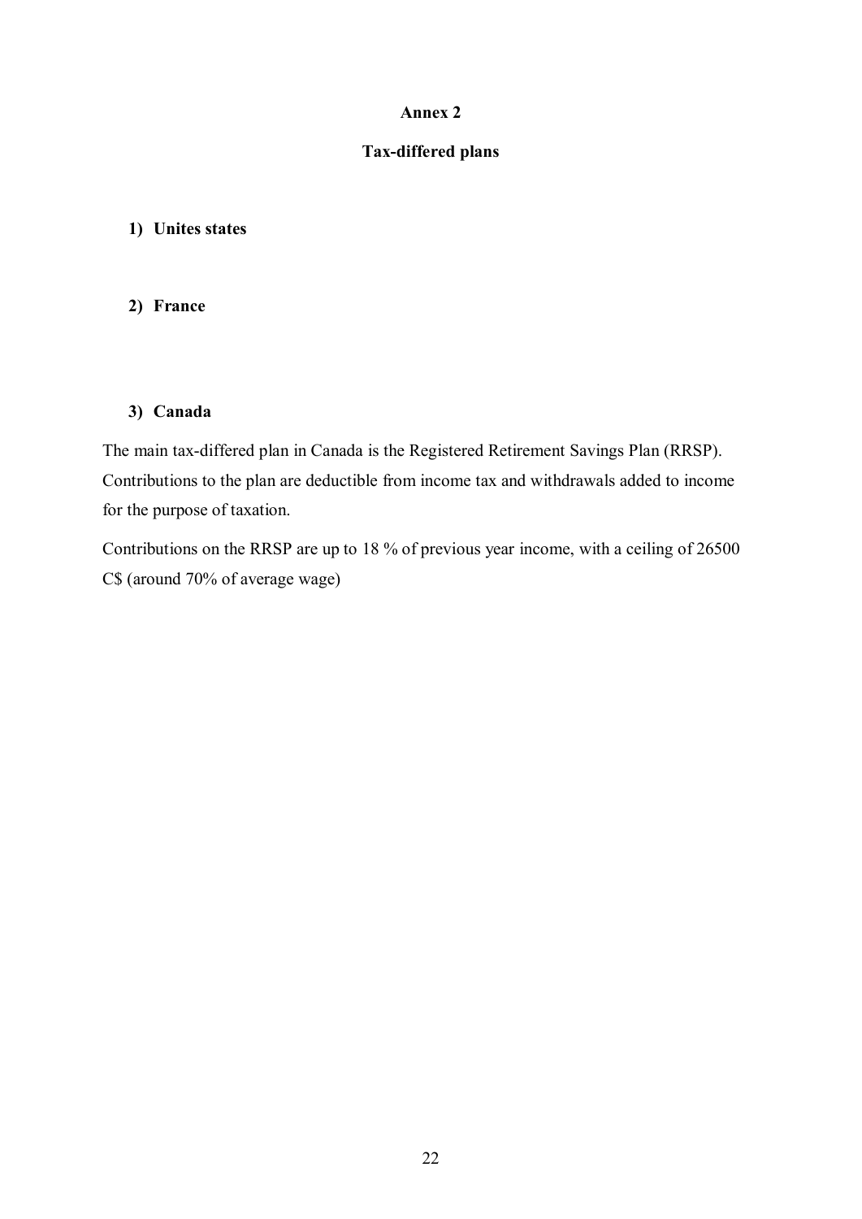# Annex 2

## Tax-differed plans

1) **Unites states**

2) **France**

3) **Canada**

The main tax-differed plan in Canada is the Registered Retirement Savings Plan (RRSP). Contributions to the plan are deductible from income tax and withdrawals added to income for the purpose of taxation.

Contributions on the RRSP are up to 18 % of previous year income, with a ceiling of 26500 C$ (around 70% of average wage)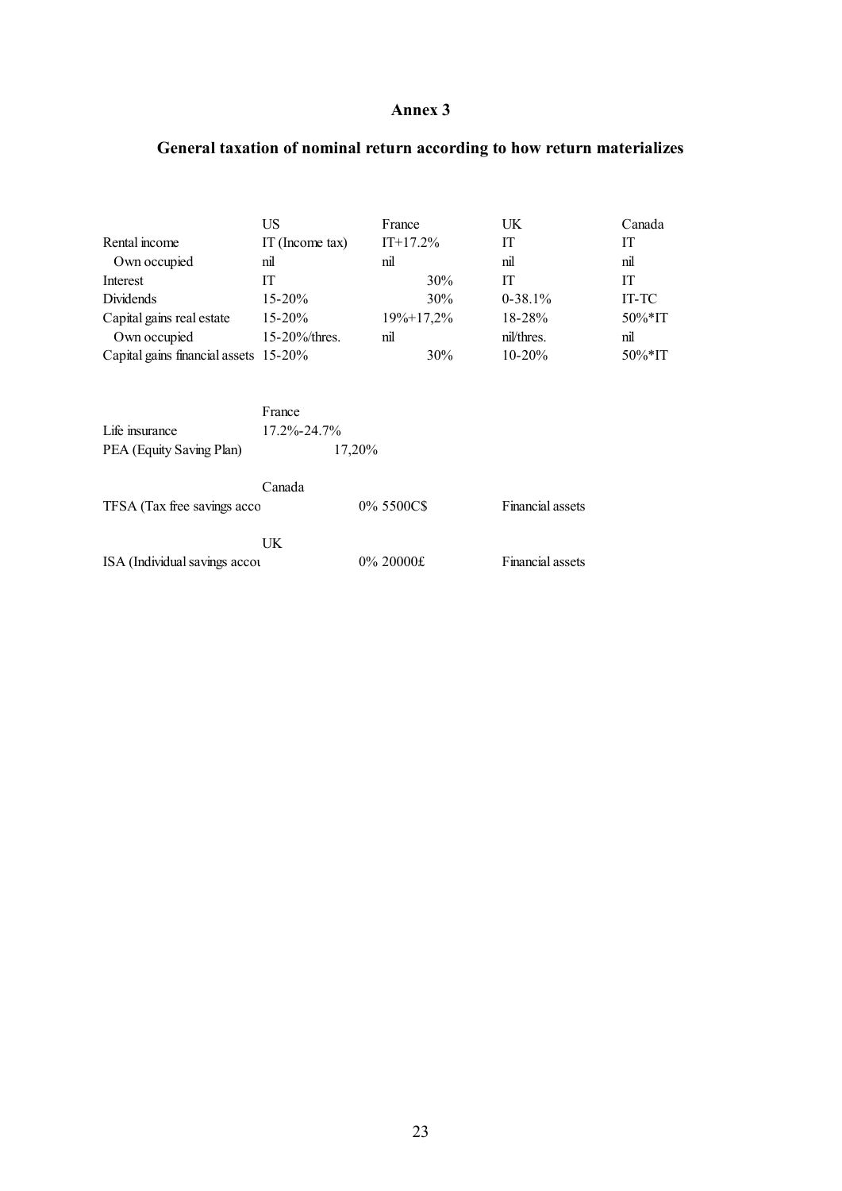# Annex 3

## General taxation of nominal return according to how return materializes

| | US | France | UK | Canada |
|---|---|---|---|---|
| Rental income | IT (Income tax) | IT+17.2% | IT | IT |
| Own occupied | nil | nil | nil | nil |
| Interest | IT | 30% | IT | IT |
| Dividends | 15-20% | 30% | 0-38.1% | IT-TC |
| Capital gains real estate | 15-20% | 19%+17,2% | 18-28% | 50%*IT |
| Own occupied | 15-20%/thres. | nil | nil/thres. | nil |
| Capital gains financial assets | 15-20% | 30% | 10-20% | 50%*IT |

| | France |
|---|---|
| Life insurance | 17.2%-24.7% |
| PEA (Equity Saving Plan) | 17,20% |

| | Canada | | |
|---|---|---|---|
| TFSA (Tax free savings acco | | 0% 5500C$ | Financial assets |

| | UK | | |
|---|---|---|---|
| ISA (Individual savings accou | | 0% 20000£ | Financial assets |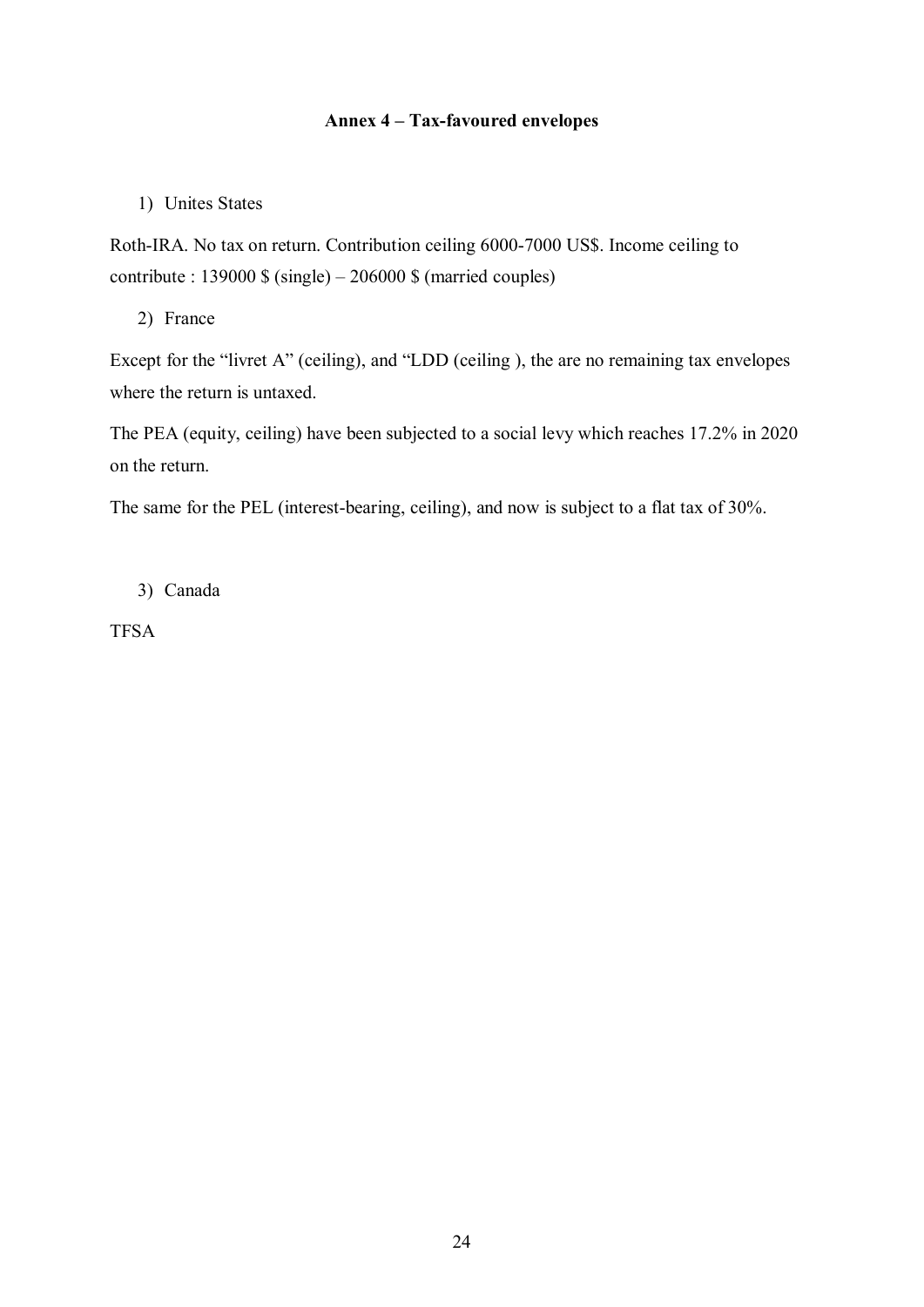### Annex 4 – Tax-favoured envelopes

1) Unites States

Roth-IRA. No tax on return. Contribution ceiling 6000-7000 US$. Income ceiling to contribute : 139000 $ (single) – 206000 $ (married couples)

2) France

Except for the "livret A" (ceiling), and "LDD (ceiling ), the are no remaining tax envelopes where the return is untaxed.

The PEA (equity, ceiling) have been subjected to a social levy which reaches 17.2% in 2020 on the return.

The same for the PEL (interest-bearing, ceiling), and now is subject to a flat tax of 30%.

3) Canada

TFSA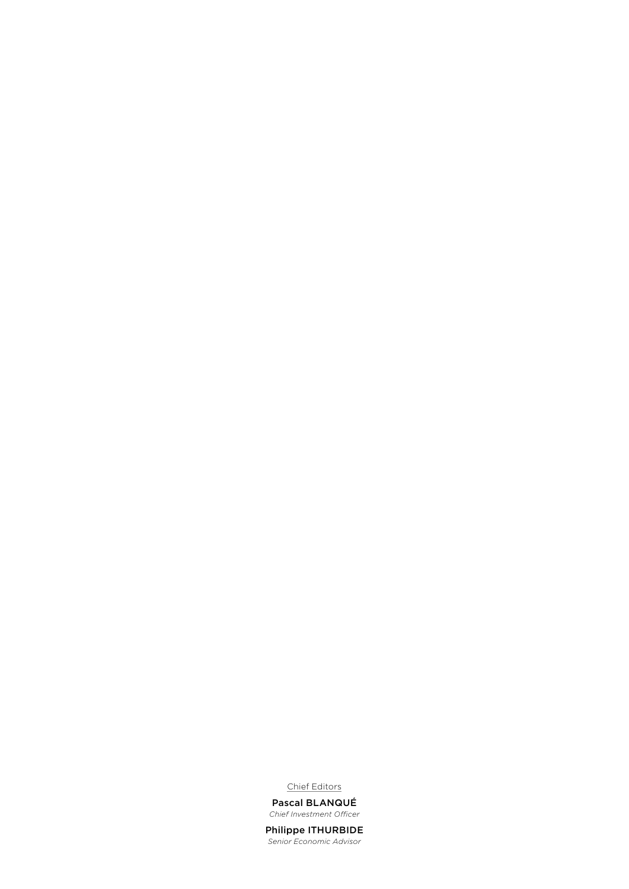Chief Editors

**Pascal BLANQUÉ**
*Chief Investment Officer*

**Philippe ITHURBIDE**
*Senior Economic Advisor*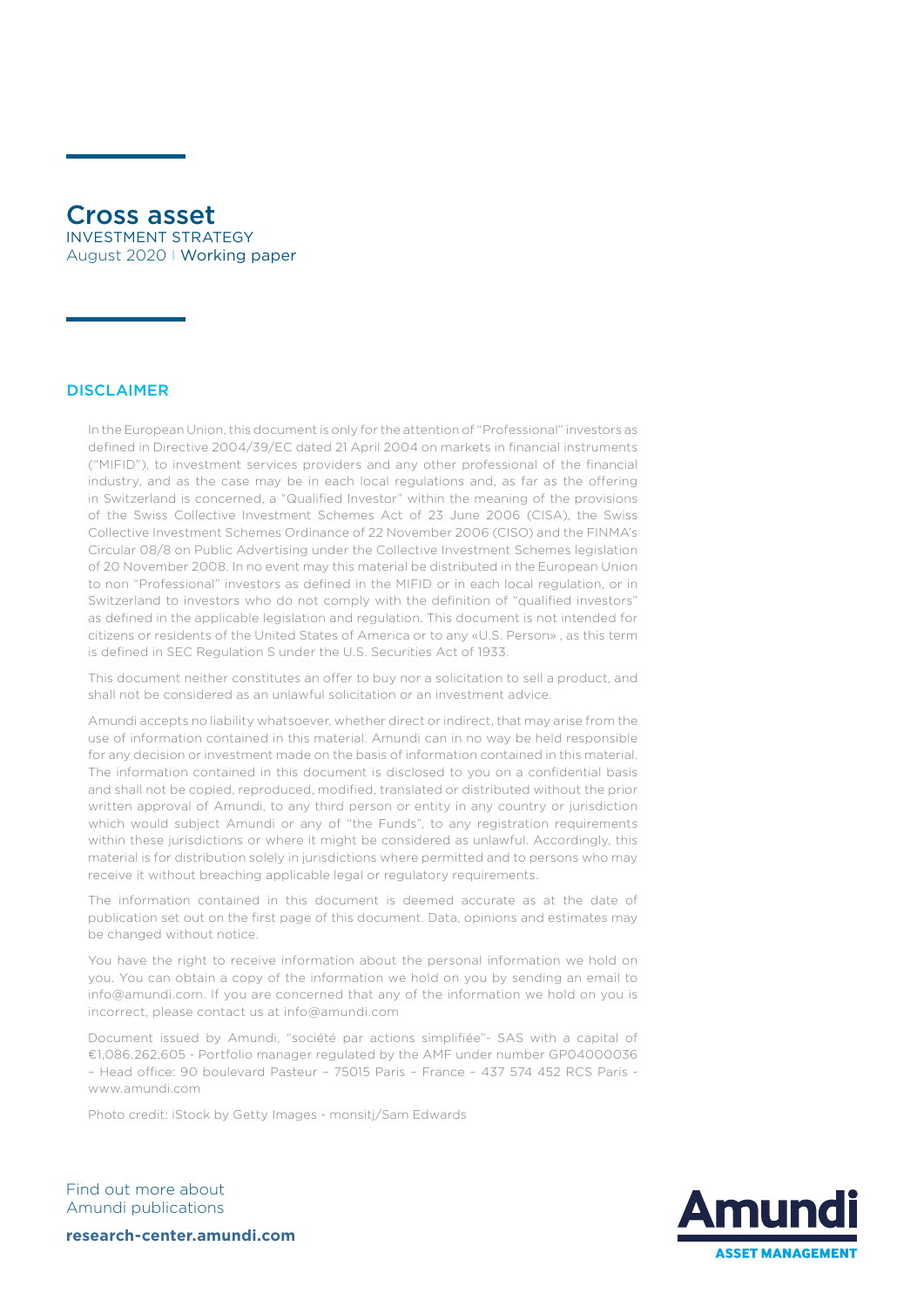# Cross asset

INVESTMENT STRATEGY

August 2020 | Working paper

## DISCLAIMER

In the European Union, this document is only for the attention of "Professional" investors as defined in Directive 2004/39/EC dated 21 April 2004 on markets in financial instruments ("MIFID"), to investment services providers and any other professional of the financial industry, and as the case may be in each local regulations and, as far as the offering in Switzerland is concerned, a "Qualified Investor" within the meaning of the provisions of the Swiss Collective Investment Schemes Act of 23 June 2006 (CISA), the Swiss Collective Investment Schemes Ordinance of 22 November 2006 (CISO) and the FINMA's Circular 08/8 on Public Advertising under the Collective Investment Schemes legislation of 20 November 2008. In no event may this material be distributed in the European Union to non "Professional" investors as defined in the MIFID or in each local regulation, or in Switzerland to investors who do not comply with the definition of "qualified investors" as defined in the applicable legislation and regulation. This document is not intended for citizens or residents of the United States of America or to any «U.S. Person» , as this term is defined in SEC Regulation S under the U.S. Securities Act of 1933.

This document neither constitutes an offer to buy nor a solicitation to sell a product, and shall not be considered as an unlawful solicitation or an investment advice.

Amundi accepts no liability whatsoever, whether direct or indirect, that may arise from the use of information contained in this material. Amundi can in no way be held responsible for any decision or investment made on the basis of information contained in this material. The information contained in this document is disclosed to you on a confidential basis and shall not be copied, reproduced, modified, translated or distributed without the prior written approval of Amundi, to any third person or entity in any country or jurisdiction which would subject Amundi or any of "the Funds", to any registration requirements within these jurisdictions or where it might be considered as unlawful. Accordingly, this material is for distribution solely in jurisdictions where permitted and to persons who may receive it without breaching applicable legal or regulatory requirements.

The information contained in this document is deemed accurate as at the date of publication set out on the first page of this document. Data, opinions and estimates may be changed without notice.

You have the right to receive information about the personal information we hold on you. You can obtain a copy of the information we hold on you by sending an email to info@amundi.com. If you are concerned that any of the information we hold on you is incorrect, please contact us at info@amundi.com

Document issued by Amundi, "société par actions simplifiée"- SAS with a capital of €1,086,262,605 - Portfolio manager regulated by the AMF under number GP04000036 – Head office: 90 boulevard Pasteur – 75015 Paris – France – 437 574 452 RCS Paris - www.amundi.com

Photo credit: iStock by Getty Images - monsitj/Sam Edwards

Find out more about Amundi publications

**research-center.amundi.com**

Amundi ASSET MANAGEMENT